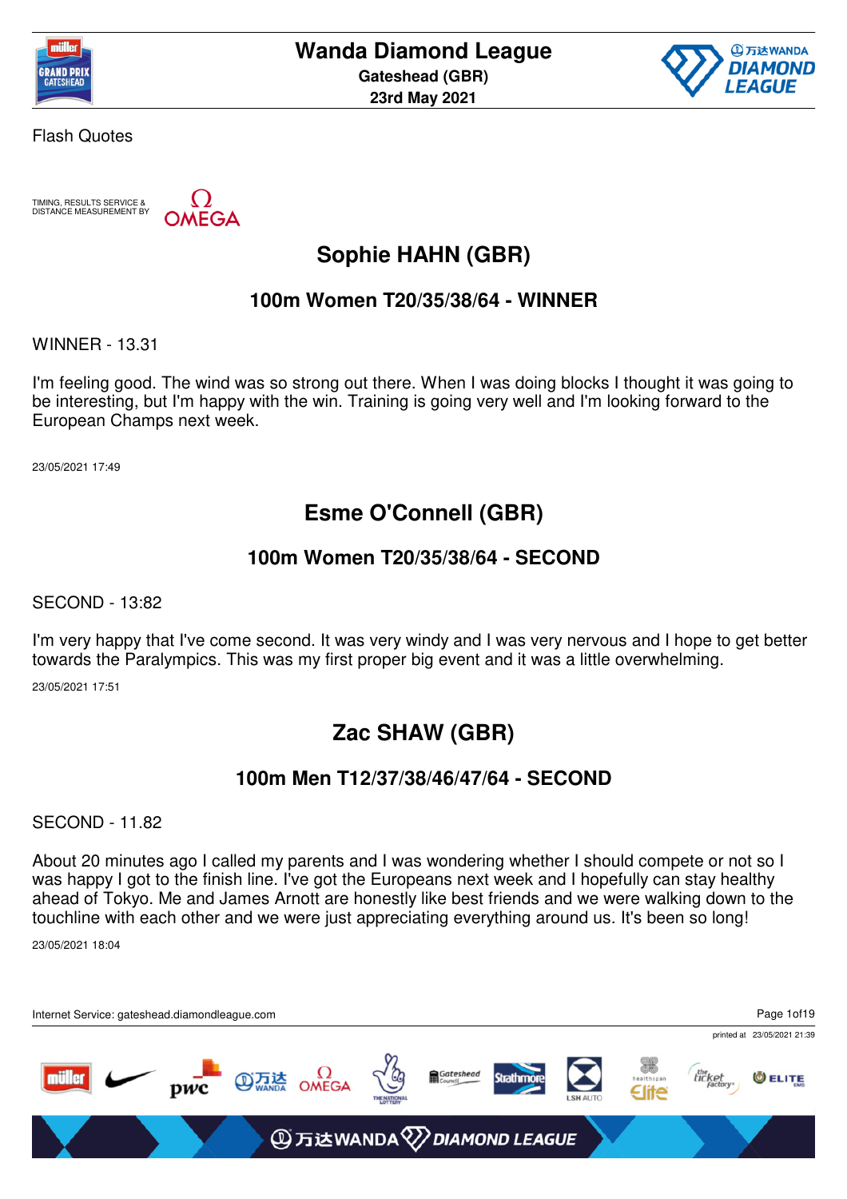# Wanda Diamond League

**Gateshead (GBR)**

**23rd May 2021**

Flash Quotes

TIMING, RESULTS SERVICE & DISTANCE MEASUREMENT BY OMEGA

## Sophie HAHN (GBR)

### 100m Women T20/35/38/64 - WINNER

WINNER - 13.31

I'm feeling good. The wind was so strong out there. When I was doing blocks I thought it was going to be interesting, but I'm happy with the win. Training is going very well and I'm looking forward to the European Champs next week.

23/05/2021 17:49

## Esme O'Connell (GBR)

### 100m Women T20/35/38/64 - SECOND

SECOND - 13:82

I'm very happy that I've come second. It was very windy and I was very nervous and I hope to get better towards the Paralympics. This was my first proper big event and it was a little overwhelming.

23/05/2021 17:51

## Zac SHAW (GBR)

### 100m Men T12/37/38/46/47/64 - SECOND

SECOND - 11.82

About 20 minutes ago I called my parents and I was wondering whether I should compete or not so I was happy I got to the finish line. I've got the Europeans next week and I hopefully can stay healthy ahead of Tokyo. Me and James Arnott are honestly like best friends and we were walking down to the touchline with each other and we were just appreciating everything around us. It's been so long!

23/05/2021 18:04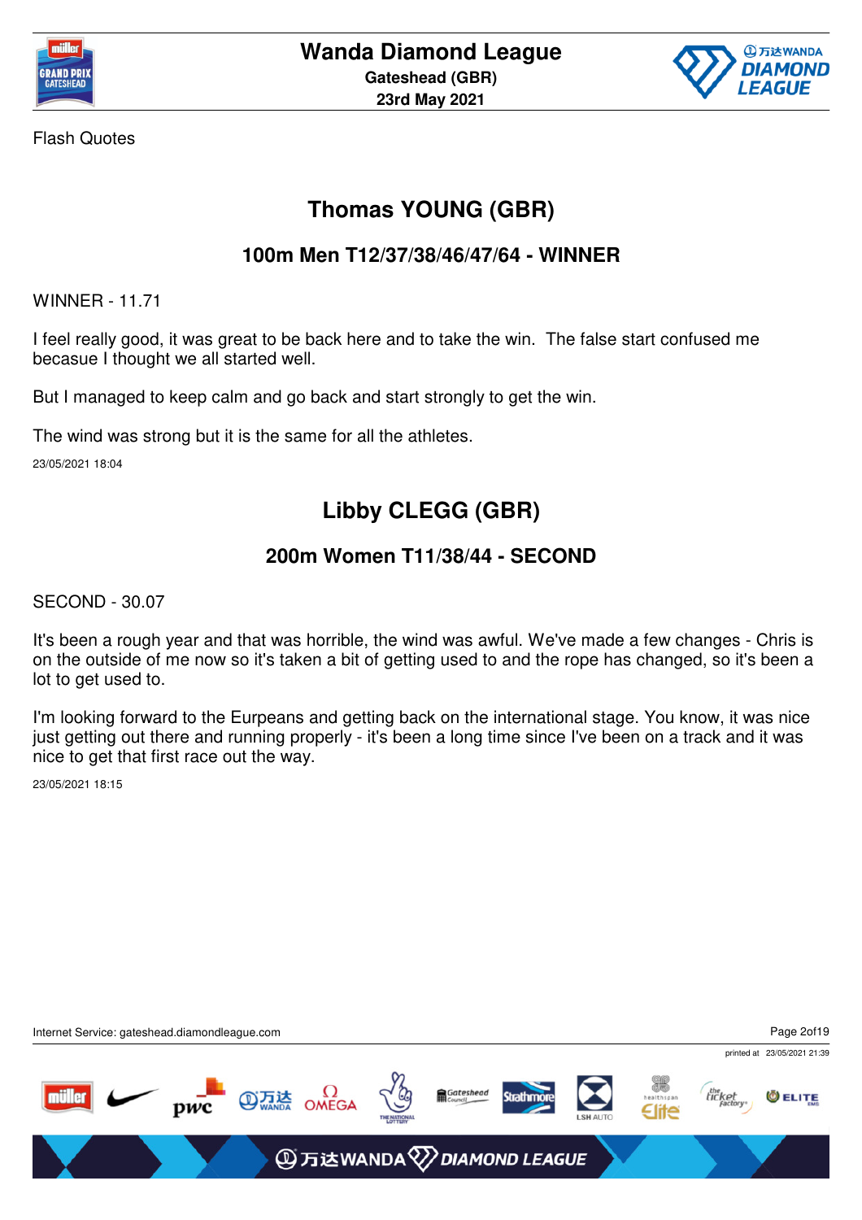Flash Quotes

## Thomas YOUNG (GBR)

### 100m Men T12/37/38/46/47/64 - WINNER

WINNER - 11.71

I feel really good, it was great to be back here and to take the win. The false start confused me becasue I thought we all started well.

But I managed to keep calm and go back and start strongly to get the win.

The wind was strong but it is the same for all the athletes.

23/05/2021 18:04

## Libby CLEGG (GBR)

### 200m Women T11/38/44 - SECOND

SECOND - 30.07

It's been a rough year and that was horrible, the wind was awful. We've made a few changes - Chris is on the outside of me now so it's taken a bit of getting used to and the rope has changed, so it's been a lot to get used to.

I'm looking forward to the Eurpeans and getting back on the international stage. You know, it was nice just getting out there and running properly - it's been a long time since I've been on a track and it was nice to get that first race out the way.

23/05/2021 18:15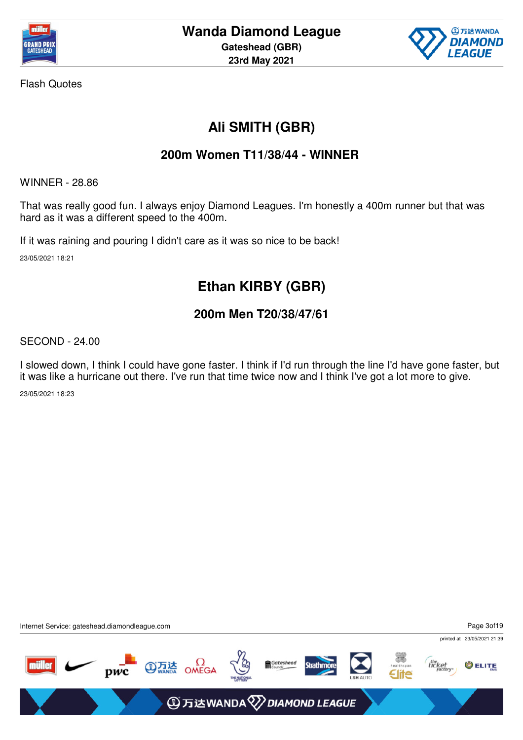Flash Quotes

## Ali SMITH (GBR)

### 200m Women T11/38/44 - WINNER

WINNER - 28.86

That was really good fun. I always enjoy Diamond Leagues. I'm honestly a 400m runner but that was hard as it was a different speed to the 400m.

If it was raining and pouring I didn't care as it was so nice to be back!

23/05/2021 18:21

## Ethan KIRBY (GBR)

### 200m Men T20/38/47/61

SECOND - 24.00

I slowed down, I think I could have gone faster. I think if I'd run through the line I'd have gone faster, but it was like a hurricane out there. I've run that time twice now and I think I've got a lot more to give.

23/05/2021 18:23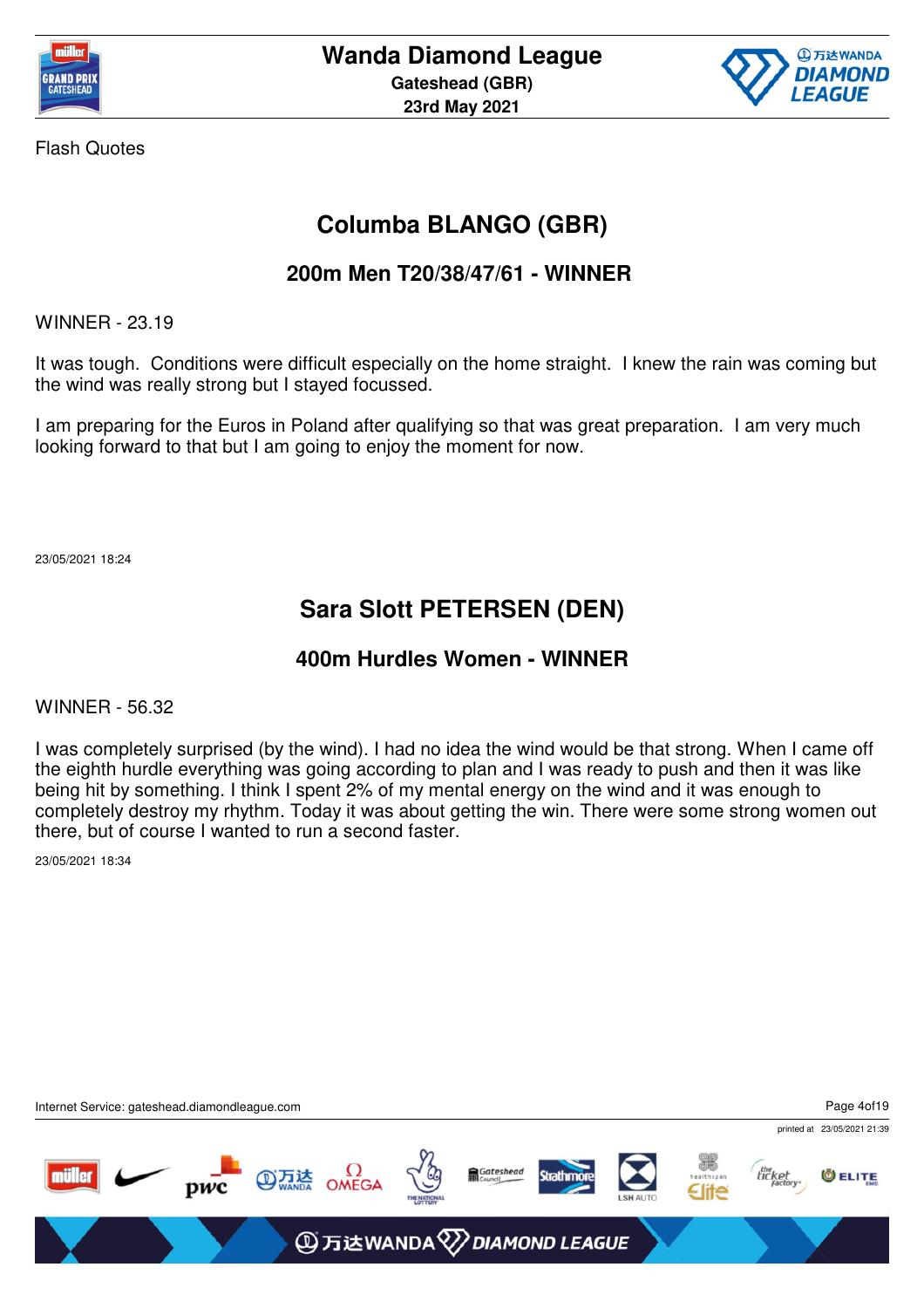Flash Quotes

## Columba BLANGO (GBR)

### 200m Men T20/38/47/61 - WINNER

WINNER - 23.19

It was tough.  Conditions were difficult especially on the home straight.  I knew the rain was coming but the wind was really strong but I stayed focussed.

I am preparing for the Euros in Poland after qualifying so that was great preparation.  I am very much looking forward to that but I am going to enjoy the moment for now.

23/05/2021 18:24

## Sara Slott PETERSEN (DEN)

### 400m Hurdles Women - WINNER

WINNER - 56.32

I was completely surprised (by the wind). I had no idea the wind would be that strong. When I came off the eighth hurdle everything was going according to plan and I was ready to push and then it was like being hit by something. I think I spent 2% of my mental energy on the wind and it was enough to completely destroy my rhythm. Today it was about getting the win. There were some strong women out there, but of course I wanted to run a second faster.

23/05/2021 18:34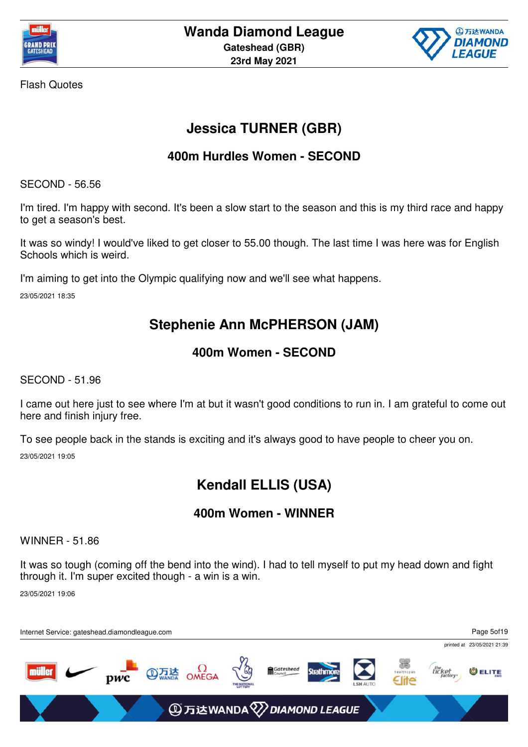Flash Quotes

## Jessica TURNER (GBR)

### 400m Hurdles Women - SECOND

SECOND - 56.56

I'm tired. I'm happy with second. It's been a slow start to the season and this is my third race and happy to get a season's best.

It was so windy! I would've liked to get closer to 55.00 though. The last time I was here was for English Schools which is weird.

I'm aiming to get into the Olympic qualifying now and we'll see what happens.

23/05/2021 18:35

## Stephenie Ann McPHERSON (JAM)

### 400m Women - SECOND

SECOND - 51.96

I came out here just to see where I'm at but it wasn't good conditions to run in. I am grateful to come out here and finish injury free.

To see people back in the stands is exciting and it's always good to have people to cheer you on.

23/05/2021 19:05

## Kendall ELLIS (USA)

### 400m Women - WINNER

WINNER - 51.86

It was so tough (coming off the bend into the wind). I had to tell myself to put my head down and fight through it. I'm super excited though - a win is a win.

23/05/2021 19:06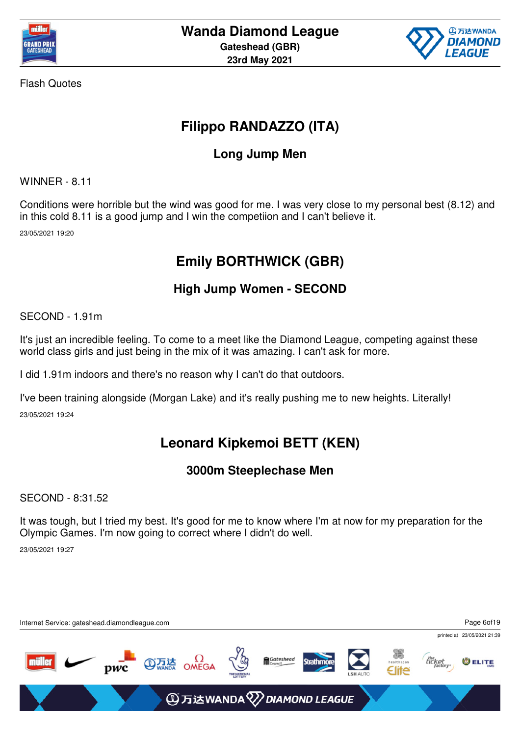Flash Quotes

## Filippo RANDAZZO (ITA)

### Long Jump Men

WINNER - 8.11

Conditions were horrible but the wind was good for me. I was very close to my personal best (8.12) and in this cold 8.11 is a good jump and I win the competiion and I can't believe it.

23/05/2021 19:20

## Emily BORTHWICK (GBR)

### High Jump Women - SECOND

SECOND - 1.91m

It's just an incredible feeling. To come to a meet like the Diamond League, competing against these world class girls and just being in the mix of it was amazing. I can't ask for more.

I did 1.91m indoors and there's no reason why I can't do that outdoors.

I've been training alongside (Morgan Lake) and it's really pushing me to new heights. Literally!

23/05/2021 19:24

## Leonard Kipkemoi BETT (KEN)

### 3000m Steeplechase Men

SECOND - 8:31.52

It was tough, but I tried my best. It's good for me to know where I'm at now for my preparation for the Olympic Games. I'm now going to correct where I didn't do well.

23/05/2021 19:27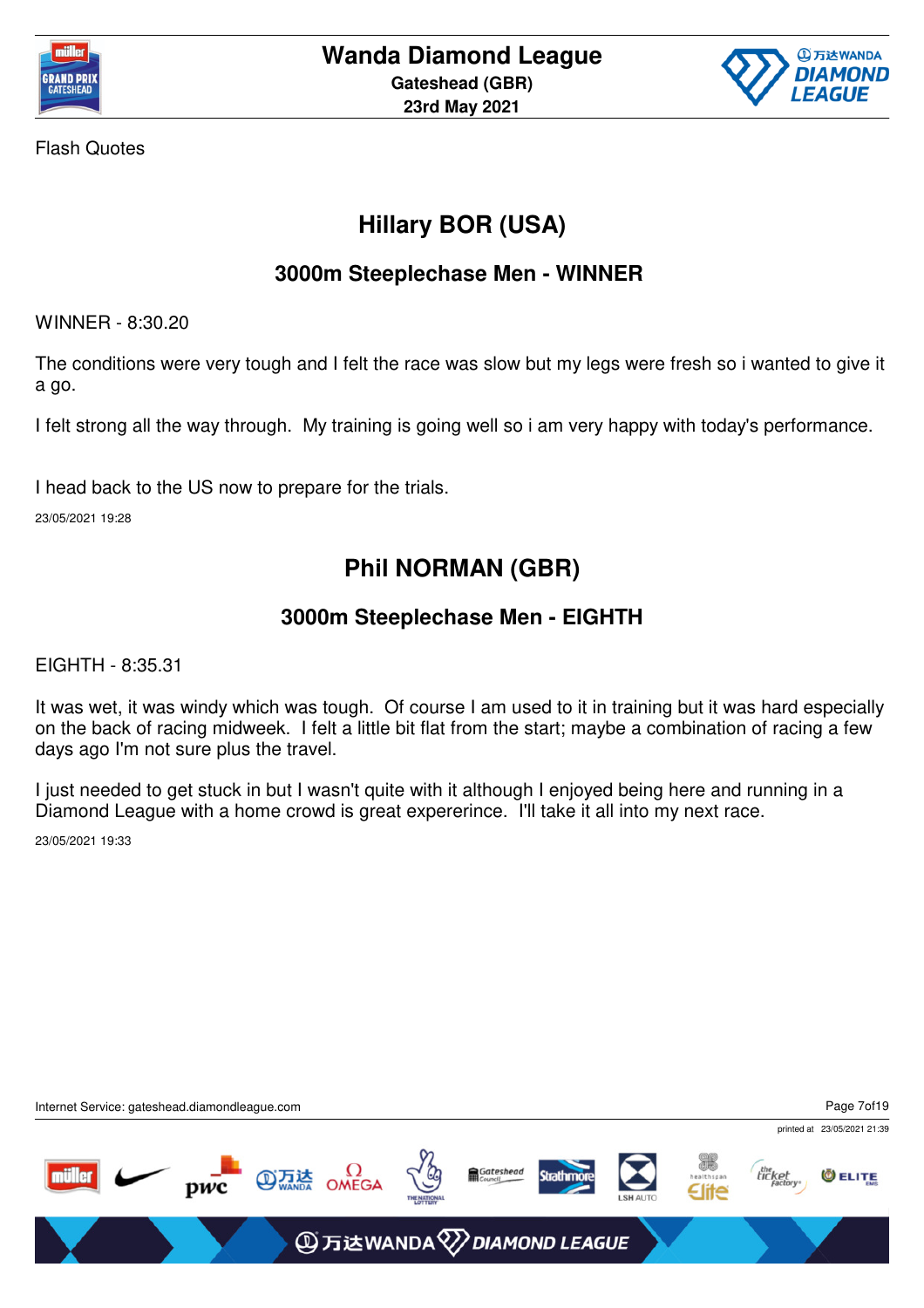Flash Quotes

## Hillary BOR (USA)

### 3000m Steeplechase Men - WINNER

WINNER - 8:30.20

The conditions were very tough and I felt the race was slow but my legs were fresh so i wanted to give it a go.

I felt strong all the way through.  My training is going well so i am very happy with today's performance.

I head back to the US now to prepare for the trials.

23/05/2021 19:28

## Phil NORMAN (GBR)

### 3000m Steeplechase Men - EIGHTH

EIGHTH - 8:35.31

It was wet, it was windy which was tough.  Of course I am used to it in training but it was hard especially on the back of racing midweek.  I felt a little bit flat from the start; maybe a combination of racing a few days ago I'm not sure plus the travel.

I just needed to get stuck in but I wasn't quite with it although I enjoyed being here and running in a Diamond League with a home crowd is great expererince.  I'll take it all into my next race.

23/05/2021 19:33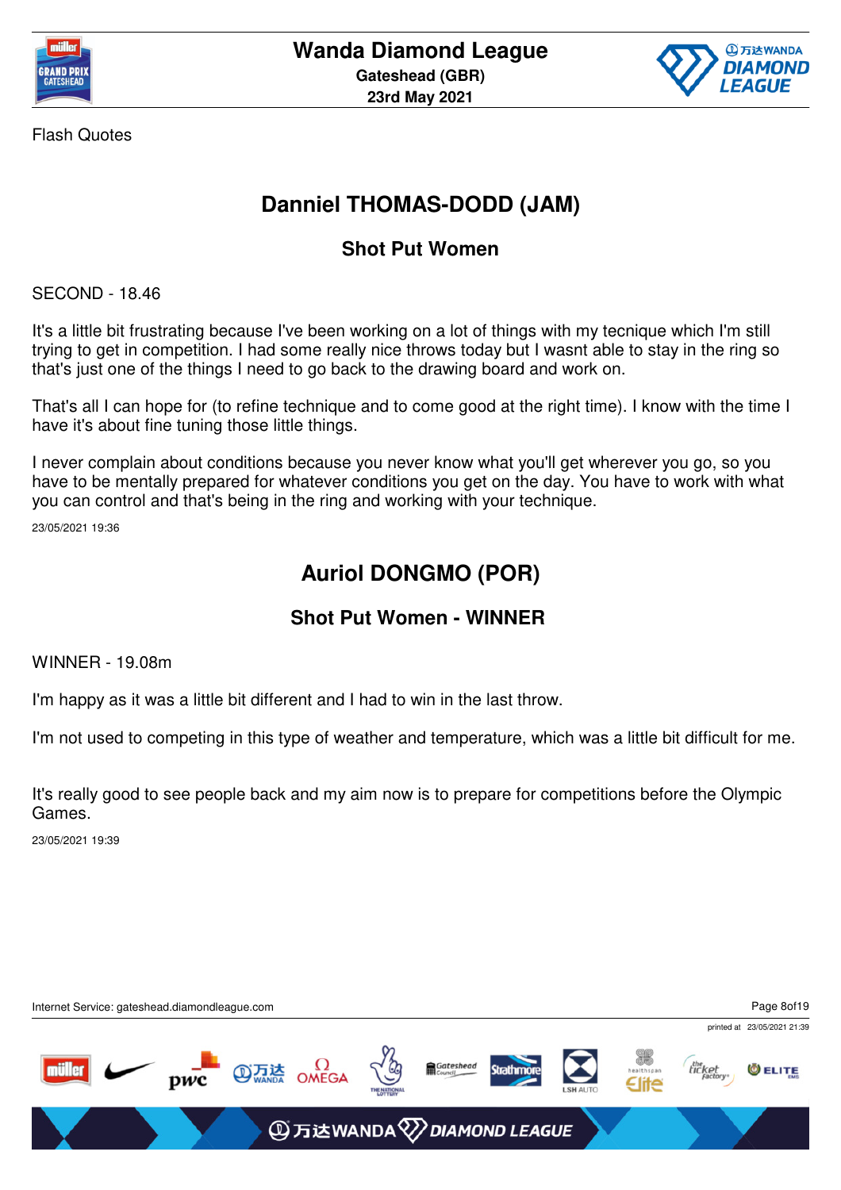Flash Quotes

## Danniel THOMAS-DODD (JAM)

### Shot Put Women

SECOND - 18.46

It's a little bit frustrating because I've been working on a lot of things with my tecnique which I'm still trying to get in competition. I had some really nice throws today but I wasnt able to stay in the ring so that's just one of the things I need to go back to the drawing board and work on.

That's all I can hope for (to refine technique and to come good at the right time). I know with the time I have it's about fine tuning those little things.

I never complain about conditions because you never know what you'll get wherever you go, so you have to be mentally prepared for whatever conditions you get on the day. You have to work with what you can control and that's being in the ring and working with your technique.

23/05/2021 19:36

## Auriol DONGMO (POR)

### Shot Put Women - WINNER

WINNER - 19.08m

I'm happy as it was a little bit different and I had to win in the last throw.

I'm not used to competing in this type of weather and temperature, which was a little bit difficult for me.

It's really good to see people back and my aim now is to prepare for competitions before the Olympic Games.

23/05/2021 19:39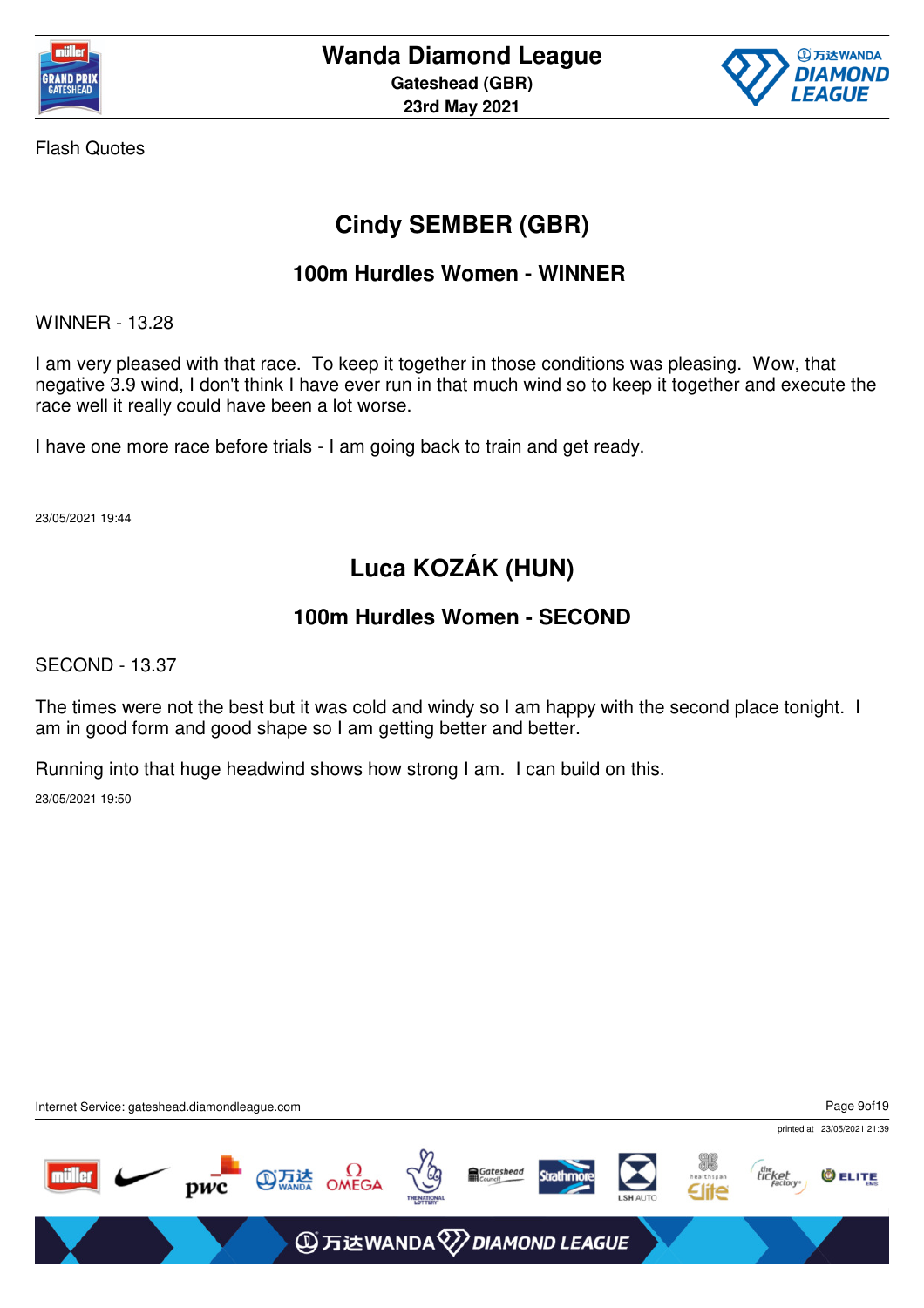Flash Quotes

## Cindy SEMBER (GBR)

### 100m Hurdles Women - WINNER

WINNER - 13.28

I am very pleased with that race. To keep it together in those conditions was pleasing. Wow, that negative 3.9 wind, I don't think I have ever run in that much wind so to keep it together and execute the race well it really could have been a lot worse.

I have one more race before trials - I am going back to train and get ready.

23/05/2021 19:44

## Luca KOZÁK (HUN)

### 100m Hurdles Women - SECOND

SECOND - 13.37

The times were not the best but it was cold and windy so I am happy with the second place tonight. I am in good form and good shape so I am getting better and better.

Running into that huge headwind shows how strong I am. I can build on this.

23/05/2021 19:50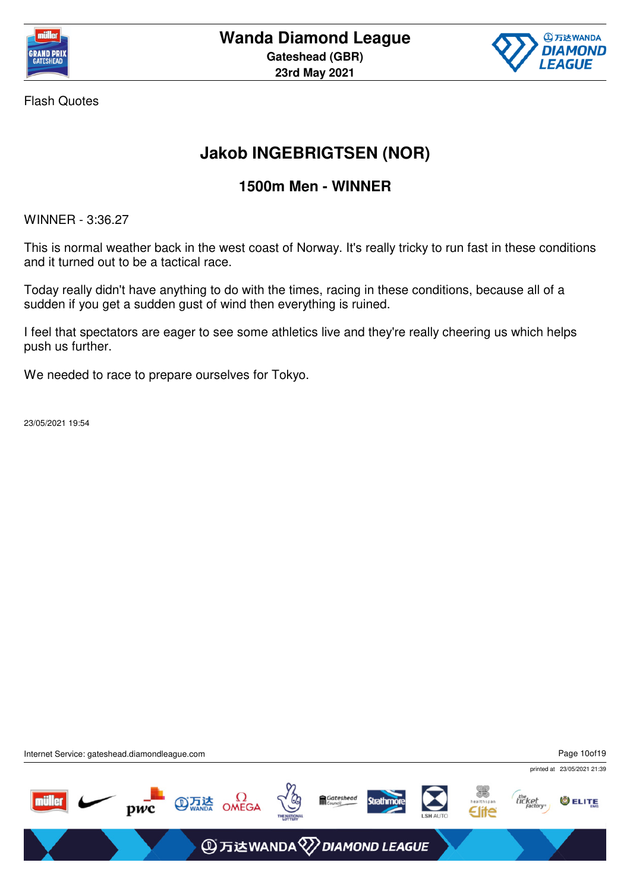Flash Quotes

## Jakob INGEBRIGTSEN (NOR)

### 1500m Men - WINNER

WINNER - 3:36.27

This is normal weather back in the west coast of Norway. It's really tricky to run fast in these conditions and it turned out to be a tactical race.

Today really didn't have anything to do with the times, racing in these conditions, because all of a sudden if you get a sudden gust of wind then everything is ruined.

I feel that spectators are eager to see some athletics live and they're really cheering us which helps push us further.

We needed to race to prepare ourselves for Tokyo.

23/05/2021 19:54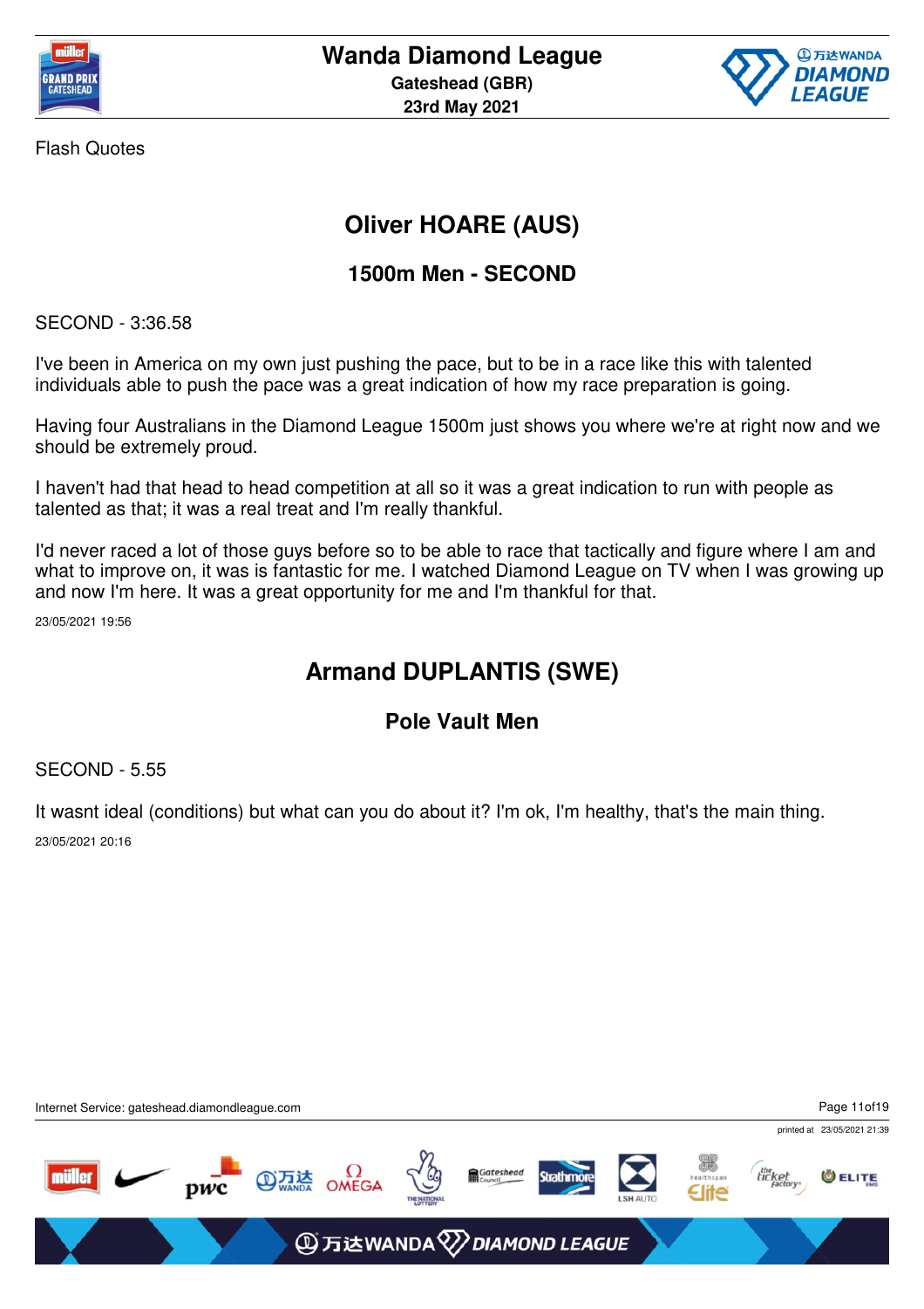Flash Quotes

## Oliver HOARE (AUS)

### 1500m Men - SECOND

SECOND - 3:36.58

I've been in America on my own just pushing the pace, but to be in a race like this with talented individuals able to push the pace was a great indication of how my race preparation is going.

Having four Australians in the Diamond League 1500m just shows you where we're at right now and we should be extremely proud.

I haven't had that head to head competition at all so it was a great indication to run with people as talented as that; it was a real treat and I'm really thankful.

I'd never raced a lot of those guys before so to be able to race that tactically and figure where I am and what to improve on, it was is fantastic for me. I watched Diamond League on TV when I was growing up and now I'm here. It was a great opportunity for me and I'm thankful for that.

23/05/2021 19:56

## Armand DUPLANTIS (SWE)

### Pole Vault Men

SECOND - 5.55

It wasnt ideal (conditions) but what can you do about it? I'm ok, I'm healthy, that's the main thing.

23/05/2021 20:16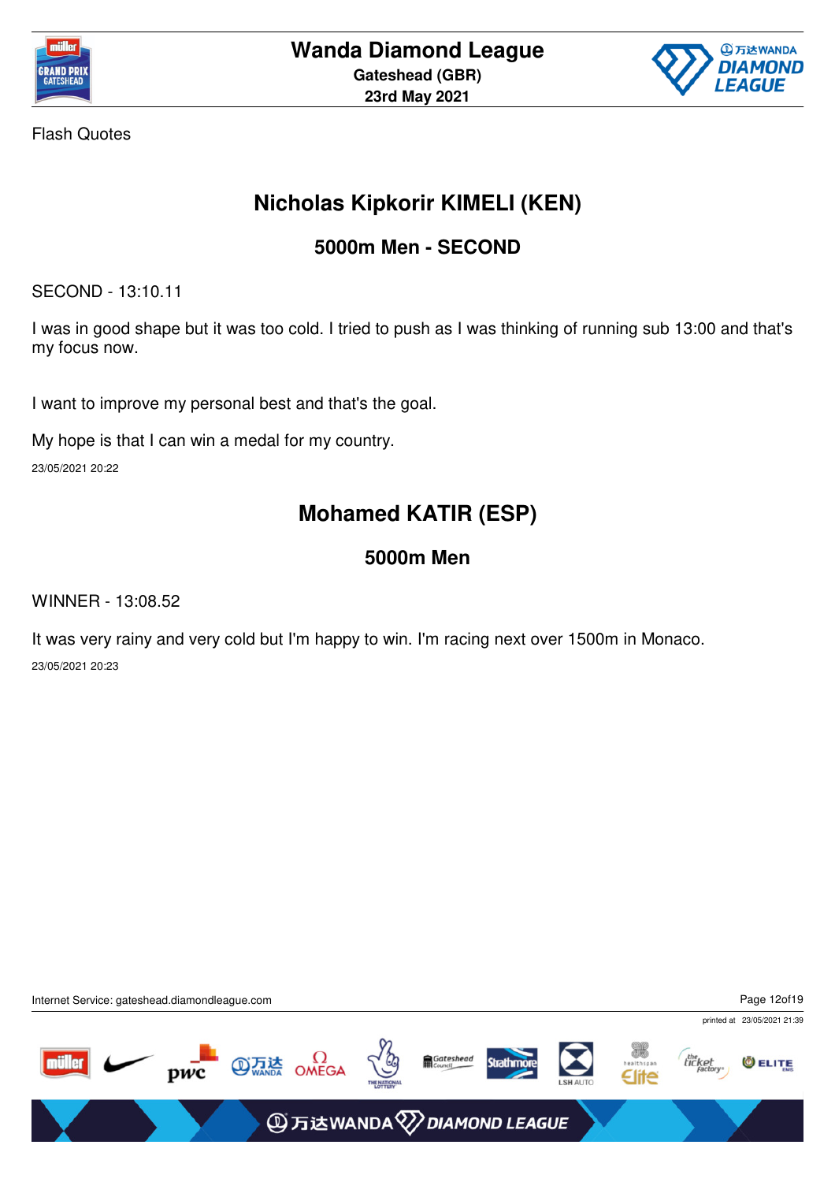Flash Quotes

## Nicholas Kipkorir KIMELI (KEN)

### 5000m Men - SECOND

SECOND - 13:10.11

I was in good shape but it was too cold. I tried to push as I was thinking of running sub 13:00 and that's my focus now.

I want to improve my personal best and that's the goal.

My hope is that I can win a medal for my country.

23/05/2021 20:22

## Mohamed KATIR (ESP)

### 5000m Men

WINNER - 13:08.52

It was very rainy and very cold but I'm happy to win. I'm racing next over 1500m in Monaco.

23/05/2021 20:23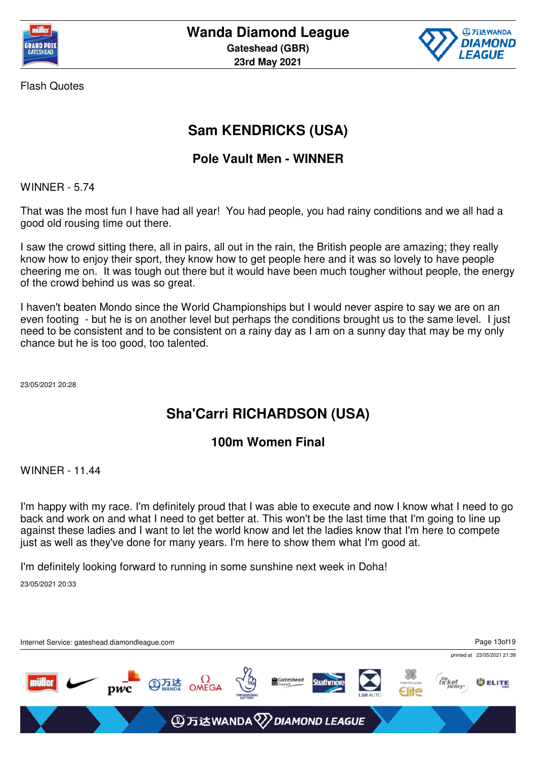Flash Quotes

## Sam KENDRICKS (USA)

### Pole Vault Men - WINNER

WINNER - 5.74

That was the most fun I have had all year! You had people, you had rainy conditions and we all had a good old rousing time out there.

I saw the crowd sitting there, all in pairs, all out in the rain, the British people are amazing; they really know how to enjoy their sport, they know how to get people here and it was so lovely to have people cheering me on. It was tough out there but it would have been much tougher without people, the energy of the crowd behind us was so great.

I haven't beaten Mondo since the World Championships but I would never aspire to say we are on an even footing - but he is on another level but perhaps the conditions brought us to the same level. I just need to be consistent and to be consistent on a rainy day as I am on a sunny day that may be my only chance but he is too good, too talented.

23/05/2021 20:28

## Sha'Carri RICHARDSON (USA)

### 100m Women Final

WINNER - 11.44

I'm happy with my race. I'm definitely proud that I was able to execute and now I know what I need to go back and work on and what I need to get better at. This won't be the last time that I'm going to line up against these ladies and I want to let the world know and let the ladies know that I'm here to compete just as well as they've done for many years. I'm here to show them what I'm good at.

I'm definitely looking forward to running in some sunshine next week in Doha!

23/05/2021 20:33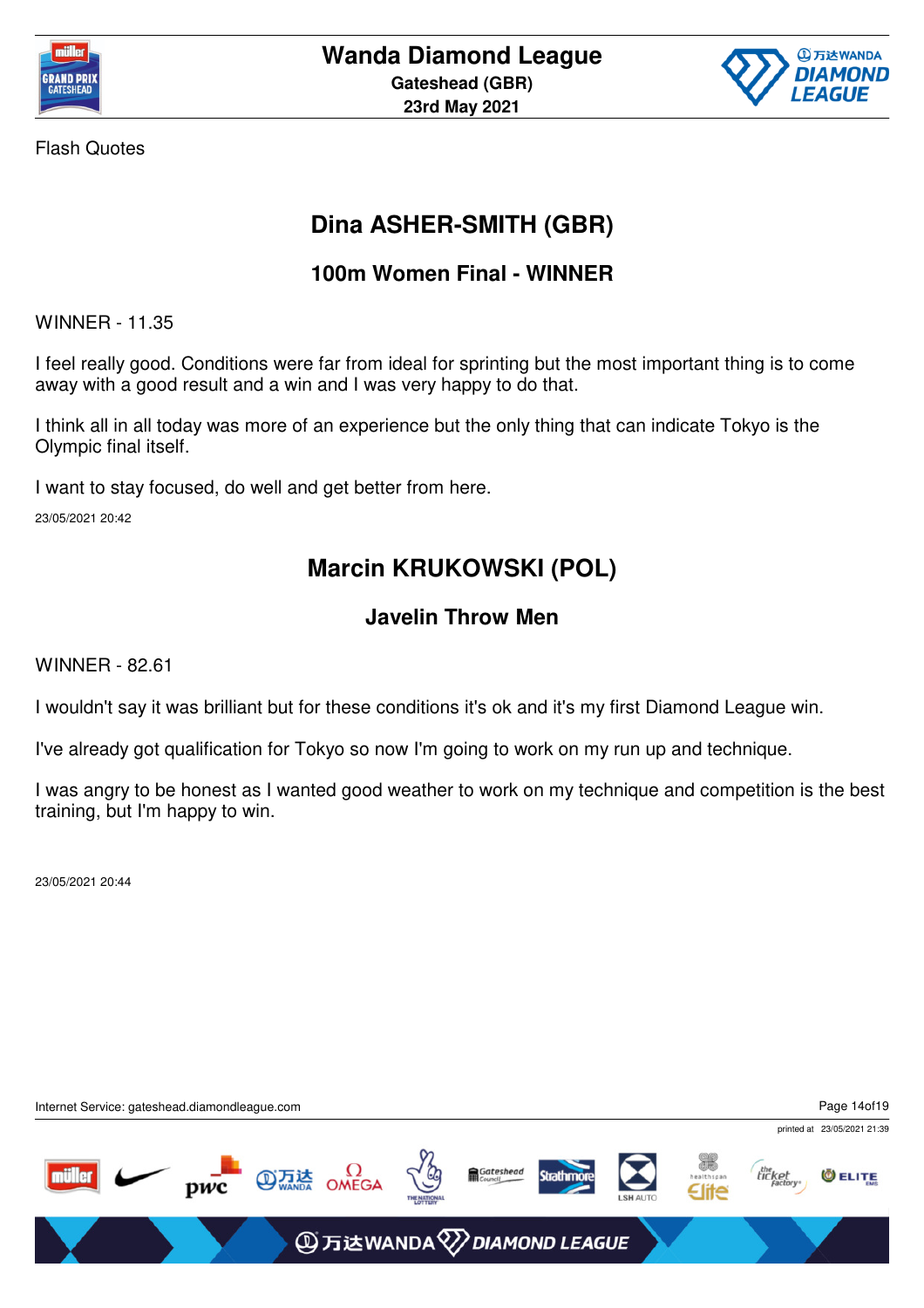Flash Quotes

## Dina ASHER-SMITH (GBR)

### 100m Women Final - WINNER

WINNER - 11.35

I feel really good. Conditions were far from ideal for sprinting but the most important thing is to come away with a good result and a win and I was very happy to do that.

I think all in all today was more of an experience but the only thing that can indicate Tokyo is the Olympic final itself.

I want to stay focused, do well and get better from here.

23/05/2021 20:42

## Marcin KRUKOWSKI (POL)

### Javelin Throw Men

WINNER - 82.61

I wouldn't say it was brilliant but for these conditions it's ok and it's my first Diamond League win.

I've already got qualification for Tokyo so now I'm going to work on my run up and technique.

I was angry to be honest as I wanted good weather to work on my technique and competition is the best training, but I'm happy to win.

23/05/2021 20:44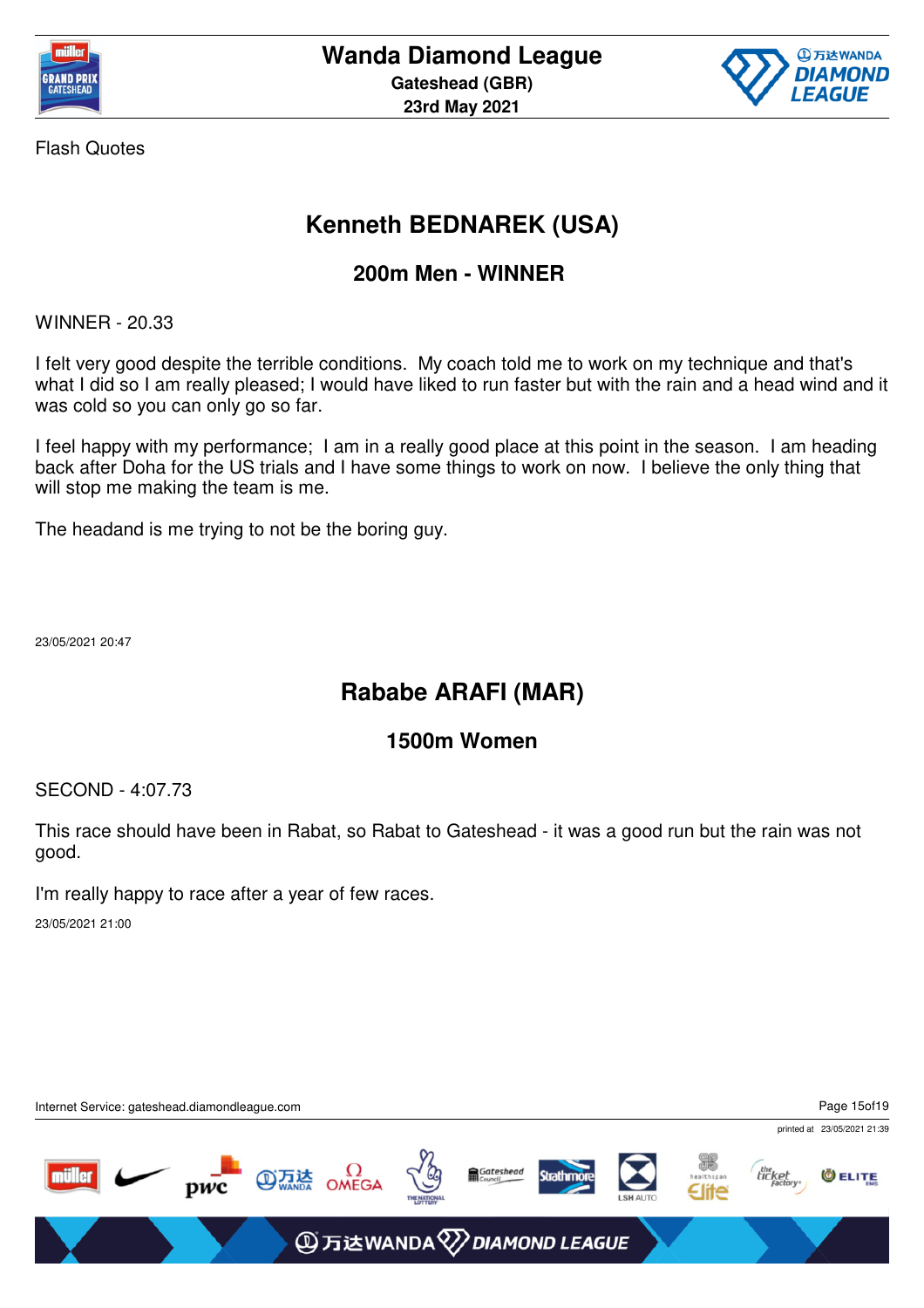Flash Quotes

## Kenneth BEDNAREK (USA)

### 200m Men - WINNER

WINNER - 20.33

I felt very good despite the terrible conditions.  My coach told me to work on my technique and that's what I did so I am really pleased; I would have liked to run faster but with the rain and a head wind and it was cold so you can only go so far.

I feel happy with my performance;  I am in a really good place at this point in the season.  I am heading back after Doha for the US trials and I have some things to work on now.  I believe the only thing that will stop me making the team is me.

The headand is me trying to not be the boring guy.

23/05/2021 20:47

## Rababe ARAFI (MAR)

### 1500m Women

SECOND - 4:07.73

This race should have been in Rabat, so Rabat to Gateshead - it was a good run but the rain was not good.

I'm really happy to race after a year of few races.

23/05/2021 21:00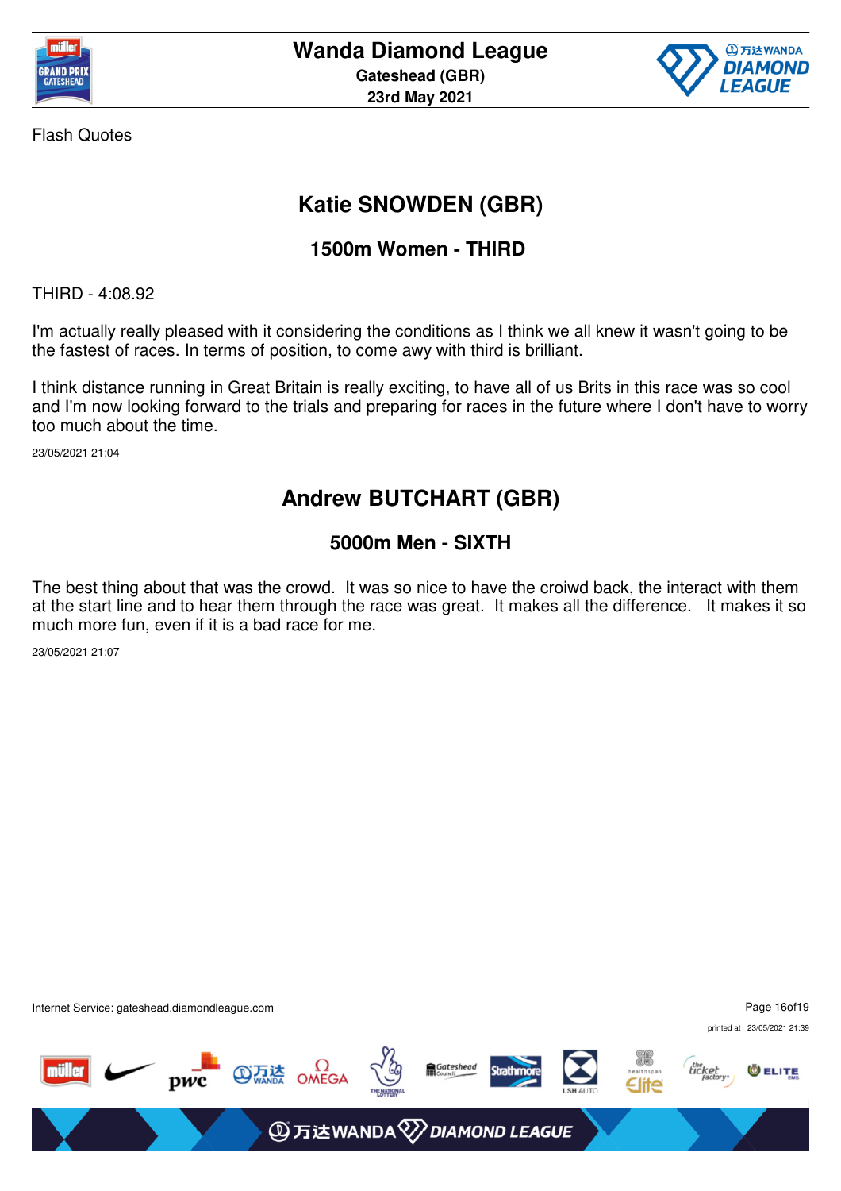Flash Quotes

## Katie SNOWDEN (GBR)

### 1500m Women - THIRD

THIRD - 4:08.92

I'm actually really pleased with it considering the conditions as I think we all knew it wasn't going to be the fastest of races. In terms of position, to come awy with third is brilliant.

I think distance running in Great Britain is really exciting, to have all of us Brits in this race was so cool and I'm now looking forward to the trials and preparing for races in the future where I don't have to worry too much about the time.

23/05/2021 21:04

## Andrew BUTCHART (GBR)

### 5000m Men - SIXTH

The best thing about that was the crowd. It was so nice to have the croiwd back, the interact with them at the start line and to hear them through the race was great. It makes all the difference. It makes it so much more fun, even if it is a bad race for me.

23/05/2021 21:07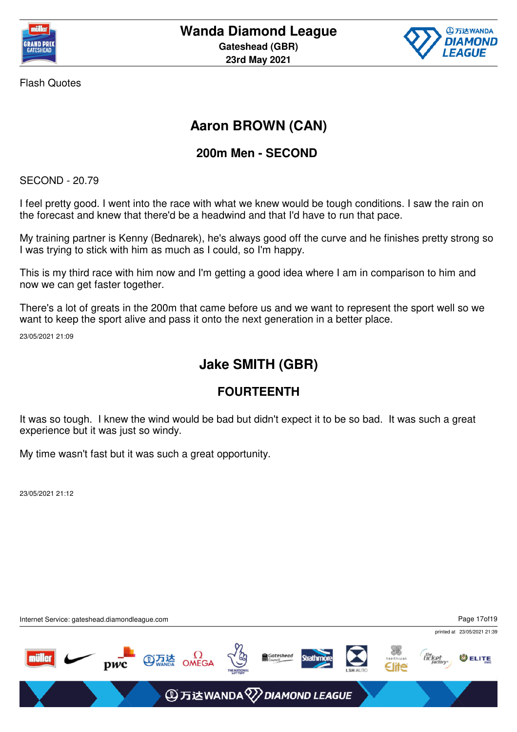Flash Quotes

## Aaron BROWN (CAN)

### 200m Men - SECOND

SECOND - 20.79

I feel pretty good. I went into the race with what we knew would be tough conditions. I saw the rain on the forecast and knew that there'd be a headwind and that I'd have to run that pace.

My training partner is Kenny (Bednarek), he's always good off the curve and he finishes pretty strong so I was trying to stick with him as much as I could, so I'm happy.

This is my third race with him now and I'm getting a good idea where I am in comparison to him and now we can get faster together.

There's a lot of greats in the 200m that came before us and we want to represent the sport well so we want to keep the sport alive and pass it onto the next generation in a better place.

23/05/2021 21:09

## Jake SMITH (GBR)

### FOURTEENTH

It was so tough. I knew the wind would be bad but didn't expect it to be so bad. It was such a great experience but it was just so windy.

My time wasn't fast but it was such a great opportunity.

23/05/2021 21:12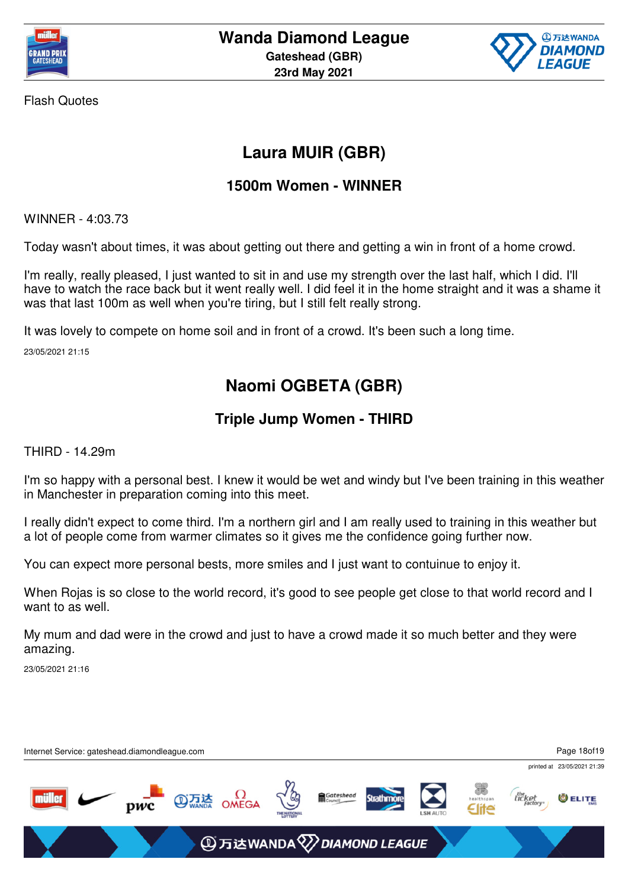Flash Quotes

## Laura MUIR (GBR)

### 1500m Women - WINNER

WINNER - 4:03.73

Today wasn't about times, it was about getting out there and getting a win in front of a home crowd.

I'm really, really pleased, I just wanted to sit in and use my strength over the last half, which I did. I'll have to watch the race back but it went really well. I did feel it in the home straight and it was a shame it was that last 100m as well when you're tiring, but I still felt really strong.

It was lovely to compete on home soil and in front of a crowd. It's been such a long time.

23/05/2021 21:15

## Naomi OGBETA (GBR)

### Triple Jump Women - THIRD

THIRD - 14.29m

I'm so happy with a personal best. I knew it would be wet and windy but I've been training in this weather in Manchester in preparation coming into this meet.

I really didn't expect to come third. I'm a northern girl and I am really used to training in this weather but a lot of people come from warmer climates so it gives me the confidence going further now.

You can expect more personal bests, more smiles and I just want to contuinue to enjoy it.

When Rojas is so close to the world record, it's good to see people get close to that world record and I want to as well.

My mum and dad were in the crowd and just to have a crowd made it so much better and they were amazing.

23/05/2021 21:16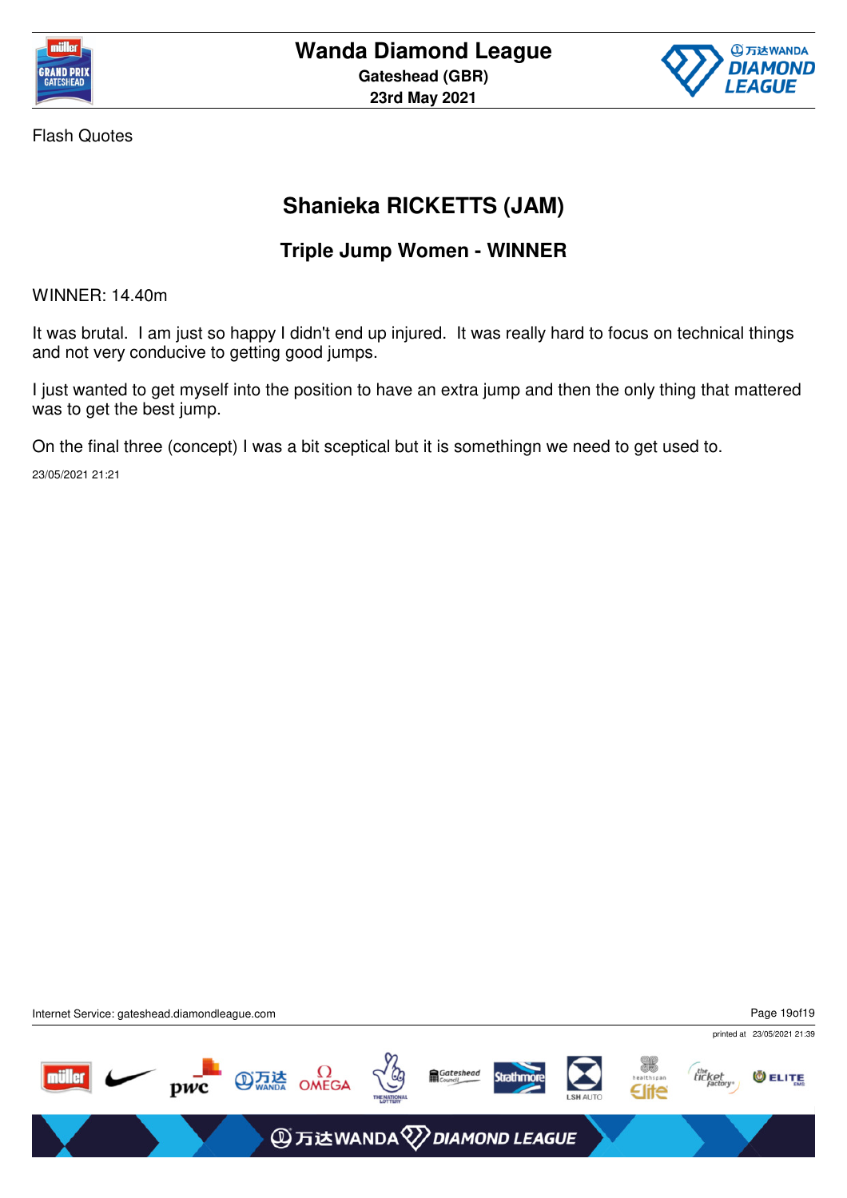Flash Quotes

## Shanieka RICKETTS (JAM)

### Triple Jump Women - WINNER

WINNER: 14.40m

It was brutal. I am just so happy I didn't end up injured. It was really hard to focus on technical things and not very conducive to getting good jumps.

I just wanted to get myself into the position to have an extra jump and then the only thing that mattered was to get the best jump.

On the final three (concept) I was a bit sceptical but it is somethingn we need to get used to.

23/05/2021 21:21